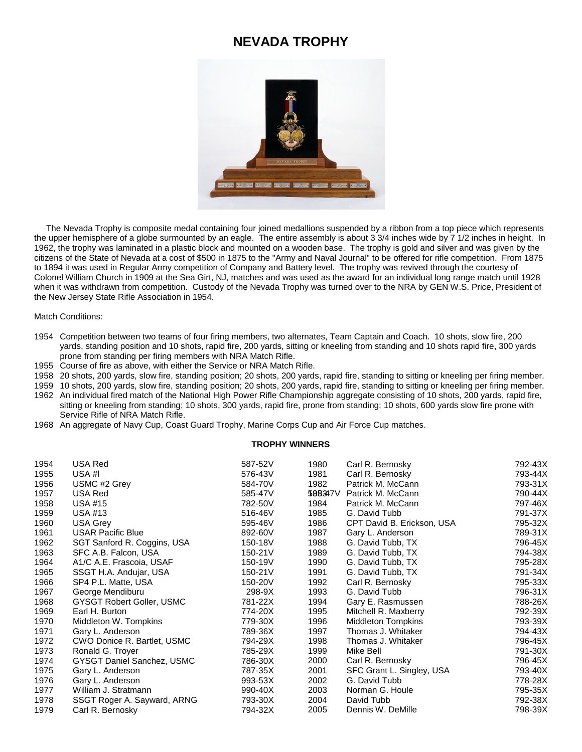# NEVADA TROPHY

The Nevada Trophy is composite medal containing four joined medallions suspended by a ribbon from a top piece which represents the upper hemisphere of a globe surmounted by an eagle. The entire assembly is about 3 3/4 inches wide by 7 1/2 inches in height. In 1962, the trophy was laminated in a plastic block and mounted on a wooden base. The trophy is gold and silver and was given by the citizens of the State of Nevada at a cost of $500 in 1875 to the "Army and Naval Journal" to be offered for rifle competition. From 1875 to 1894 it was used in Regular Army competition of Company and Battery level. The trophy was revived through the courtesy of Colonel William Church in 1909 at the Sea Girt, NJ, matches and was used as the award for an individual long range match until 1928 when it was withdrawn from competition. Custody of the Nevada Trophy was turned over to the NRA by GEN W.S. Price, President of the New Jersey State Rifle Association in 1954.

Match Conditions:

- 1954 Competition between two teams of four firing members, two alternates, Team Captain and Coach. 10 shots, slow fire, 200 yards, standing position and 10 shots, rapid fire, 200 yards, sitting or kneeling from standing and 10 shots rapid fire, 300 yards prone from standing per firing members with NRA Match Rifle.
- 1955 Course of fire as above, with either the Service or NRA Match Rifle.
- 1958 20 shots, 200 yards, slow fire, standing position; 20 shots, 200 yards, rapid fire, standing to sitting or kneeling per firing member.
- 1959 10 shots, 200 yards, slow fire, standing position; 20 shots, 200 yards, rapid fire, standing to sitting or kneeling per firing member.
- 1962 An individual fired match of the National High Power Rifle Championship aggregate consisting of 10 shots, 200 yards, rapid fire, sitting or kneeling from standing; 10 shots, 300 yards, rapid fire, prone from standing; 10 shots, 600 yards slow fire prone with Service Rifle of NRA Match Rifle.
- 1968 An aggregate of Navy Cup, Coast Guard Trophy, Marine Corps Cup and Air Force Cup matches.

**TROPHY WINNERS**

| Year | Winner | Score |
|---|---|---|
| 1954 | USA Red | 587-52V |
| 1955 | USA #I | 576-43V |
| 1956 | USMC #2 Grey | 584-70V |
| 1957 | USA Red | 585-47V |
| 1958 | USA #15 | 782-50V |
| 1959 | USA #13 | 516-46V |
| 1960 | USA Grey | 595-46V |
| 1961 | USAR Pacific Blue | 892-60V |
| 1962 | SGT Sanford R. Coggins, USA | 150-18V |
| 1963 | SFC A.B. Falcon, USA | 150-21V |
| 1964 | A1/C A.E. Frascoia, USAF | 150-19V |
| 1965 | SSGT H.A. Andujar, USA | 150-21V |
| 1966 | SP4 P.L. Matte, USA | 150-20V |
| 1967 | George Mendiburu | 298-9X |
| 1968 | GYSGT Robert Goller, USMC | 781-22X |
| 1969 | Earl H. Burton | 774-20X |
| 1970 | Middleton W. Tompkins | 779-30X |
| 1971 | Gary L. Anderson | 789-36X |
| 1972 | CWO Donice R. Bartlet, USMC | 794-29X |
| 1973 | Ronald G. Troyer | 785-29X |
| 1974 | GYSGT Daniel Sanchez, USMC | 786-30X |
| 1975 | Gary L. Anderson | 787-35X |
| 1976 | Gary L. Anderson | 993-53X |
| 1977 | William J. Stratmann | 990-40X |
| 1978 | SSGT Roger A. Sayward, ARNG | 793-30X |
| 1979 | Carl R. Bernosky | 794-32X |
| 1980 | Carl R. Bernosky | 792-43X |
| 1981 | Carl R. Bernosky | 793-44X |
| 1982 | Patrick M. McCann | 793-31X |
| 1983 | Patrick M. McCann | 790-44X |
| 1984 | Patrick M. McCann | 797-46X |
| 1985 | G. David Tubb | 791-37X |
| 1986 | CPT David B. Erickson, USA | 795-32X |
| 1987 | Gary L. Anderson | 789-31X |
| 1988 | G. David Tubb, TX | 796-45X |
| 1989 | G. David Tubb, TX | 794-38X |
| 1990 | G. David Tubb, TX | 795-28X |
| 1991 | G. David Tubb, TX | 791-34X |
| 1992 | Carl R. Bernosky | 795-33X |
| 1993 | G. David Tubb | 796-31X |
| 1994 | Gary E. Rasmussen | 788-26X |
| 1995 | Mitchell R. Maxberry | 792-39X |
| 1996 | Middleton Tompkins | 793-39X |
| 1997 | Thomas J. Whitaker | 794-43X |
| 1998 | Thomas J. Whitaker | 796-45X |
| 1999 | Mike Bell | 791-30X |
| 2000 | Carl R. Bernosky | 796-45X |
| 2001 | SFC Grant L. Singley, USA | 793-40X |
| 2002 | G. David Tubb | 778-28X |
| 2003 | Norman G. Houle | 795-35X |
| 2004 | David Tubb | 792-38X |
| 2005 | Dennis W. DeMille | 798-39X |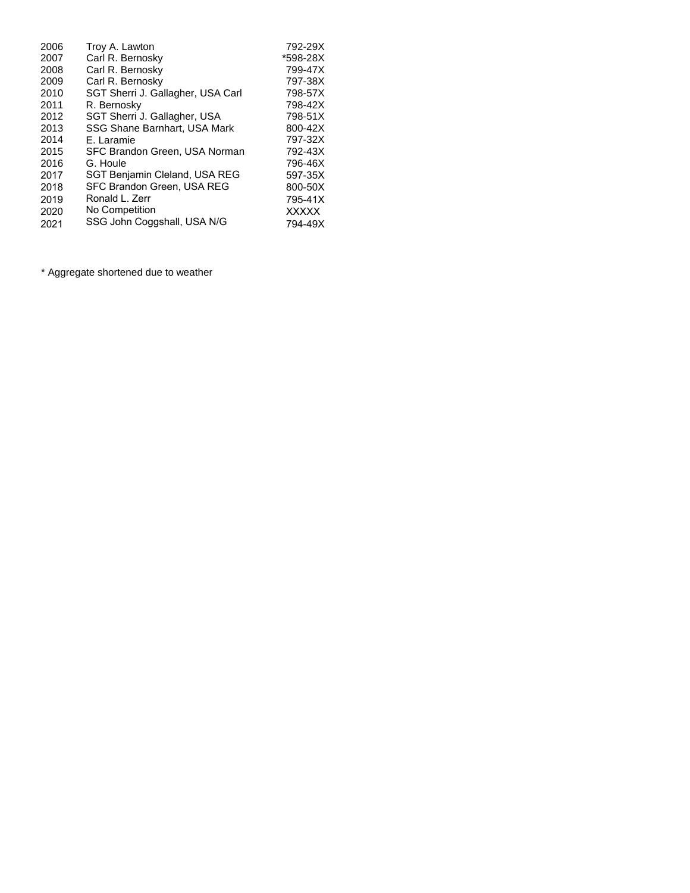| | | |
|---|---|---|
| 2006 | Troy A. Lawton | 792-29X |
| 2007 | Carl R. Bernosky | *598-28X |
| 2008 | Carl R. Bernosky | 799-47X |
| 2009 | Carl R. Bernosky | 797-38X |
| 2010 | SGT Sherri J. Gallagher, USA Carl | 798-57X |
| 2011 | R. Bernosky | 798-42X |
| 2012 | SGT Sherri J. Gallagher, USA | 798-51X |
| 2013 | SSG Shane Barnhart, USA Mark | 800-42X |
| 2014 | E. Laramie | 797-32X |
| 2015 | SFC Brandon Green, USA Norman | 792-43X |
| 2016 | G. Houle | 796-46X |
| 2017 | SGT Benjamin Cleland, USA REG | 597-35X |
| 2018 | SFC Brandon Green, USA REG | 800-50X |
| 2019 | Ronald L. Zerr | 795-41X |
| 2020 | No Competition | XXXXX |
| 2021 | SSG John Coggshall, USA N/G | 794-49X |

* Aggregate shortened due to weather